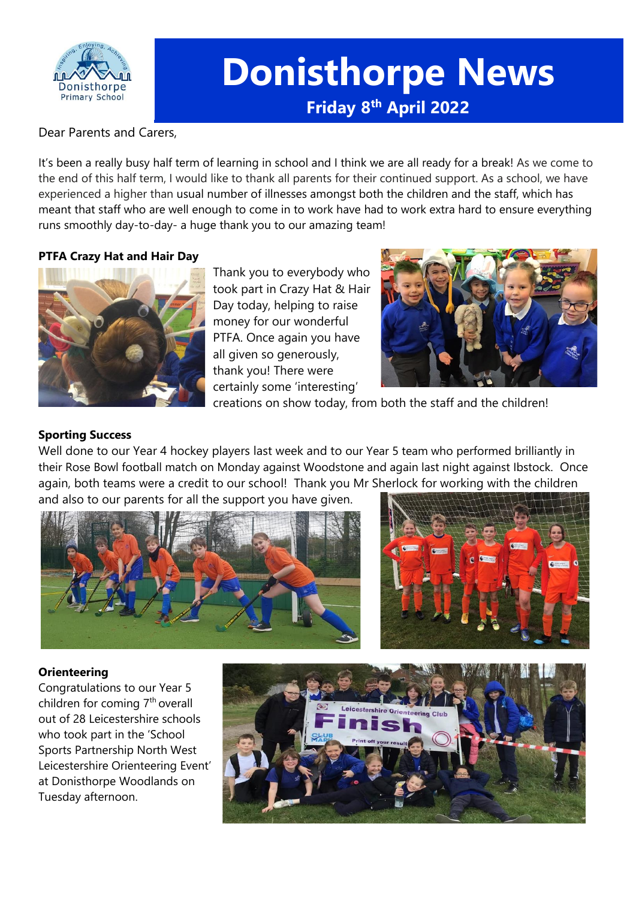# Donisthorpe News

**Friday 8th April 2022**

Dear Parents and Carers,

It's been a really busy half term of learning in school and I think we are all ready for a break! As we come to the end of this half term, I would like to thank all parents for their continued support. As a school, we have experienced a higher than usual number of illnesses amongst both the children and the staff, which has meant that staff who are well enough to come in to work have had to work extra hard to ensure everything runs smoothly day-to-day- a huge thank you to our amazing team!

**PTFA Crazy Hat and Hair Day**

Thank you to everybody who took part in Crazy Hat & Hair Day today, helping to raise money for our wonderful PTFA. Once again you have all given so generously, thank you! There were certainly some 'interesting' creations on show today, from both the staff and the children!

**Sporting Success**

Well done to our Year 4 hockey players last week and to our Year 5 team who performed brilliantly in their Rose Bowl football match on Monday against Woodstone and again last night against Ibstock. Once again, both teams were a credit to our school! Thank you Mr Sherlock for working with the children and also to our parents for all the support you have given.

**Orienteering**

Congratulations to our Year 5 children for coming 7th overall out of 28 Leicestershire schools who took part in the 'School Sports Partnership North West Leicestershire Orienteering Event' at Donisthorpe Woodlands on Tuesday afternoon.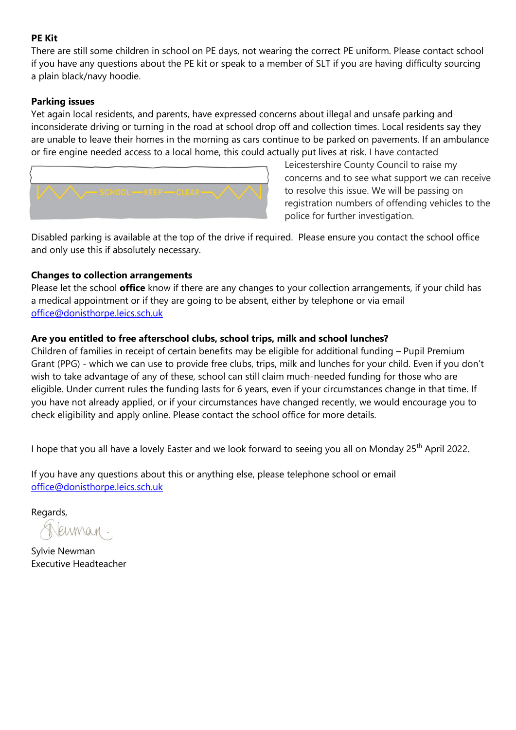**PE Kit**

There are still some children in school on PE days, not wearing the correct PE uniform. Please contact school if you have any questions about the PE kit or speak to a member of SLT if you are having difficulty sourcing a plain black/navy hoodie.

**Parking issues**

Yet again local residents, and parents, have expressed concerns about illegal and unsafe parking and inconsiderate driving or turning in the road at school drop off and collection times. Local residents say they are unable to leave their homes in the morning as cars continue to be parked on pavements. If an ambulance or fire engine needed access to a local home, this could actually put lives at risk. I have contacted Leicestershire County Council to raise my concerns and to see what support we can receive to resolve this issue. We will be passing on registration numbers of offending vehicles to the police for further investigation.

SCHOOL — KEEP — CLEAR

Disabled parking is available at the top of the drive if required. Please ensure you contact the school office and only use this if absolutely necessary.

**Changes to collection arrangements**

Please let the school **office** know if there are any changes to your collection arrangements, if your child has a medical appointment or if they are going to be absent, either by telephone or via email office@donisthorpe.leics.sch.uk

**Are you entitled to free afterschool clubs, school trips, milk and school lunches?**

Children of families in receipt of certain benefits may be eligible for additional funding – Pupil Premium Grant (PPG) - which we can use to provide free clubs, trips, milk and lunches for your child. Even if you don't wish to take advantage of any of these, school can still claim much-needed funding for those who are eligible. Under current rules the funding lasts for 6 years, even if your circumstances change in that time. If you have not already applied, or if your circumstances have changed recently, we would encourage you to check eligibility and apply online. Please contact the school office for more details.

I hope that you all have a lovely Easter and we look forward to seeing you all on Monday 25th April 2022.

If you have any questions about this or anything else, please telephone school or email office@donisthorpe.leics.sch.uk

Regards,

Newman.

Sylvie Newman
Executive Headteacher